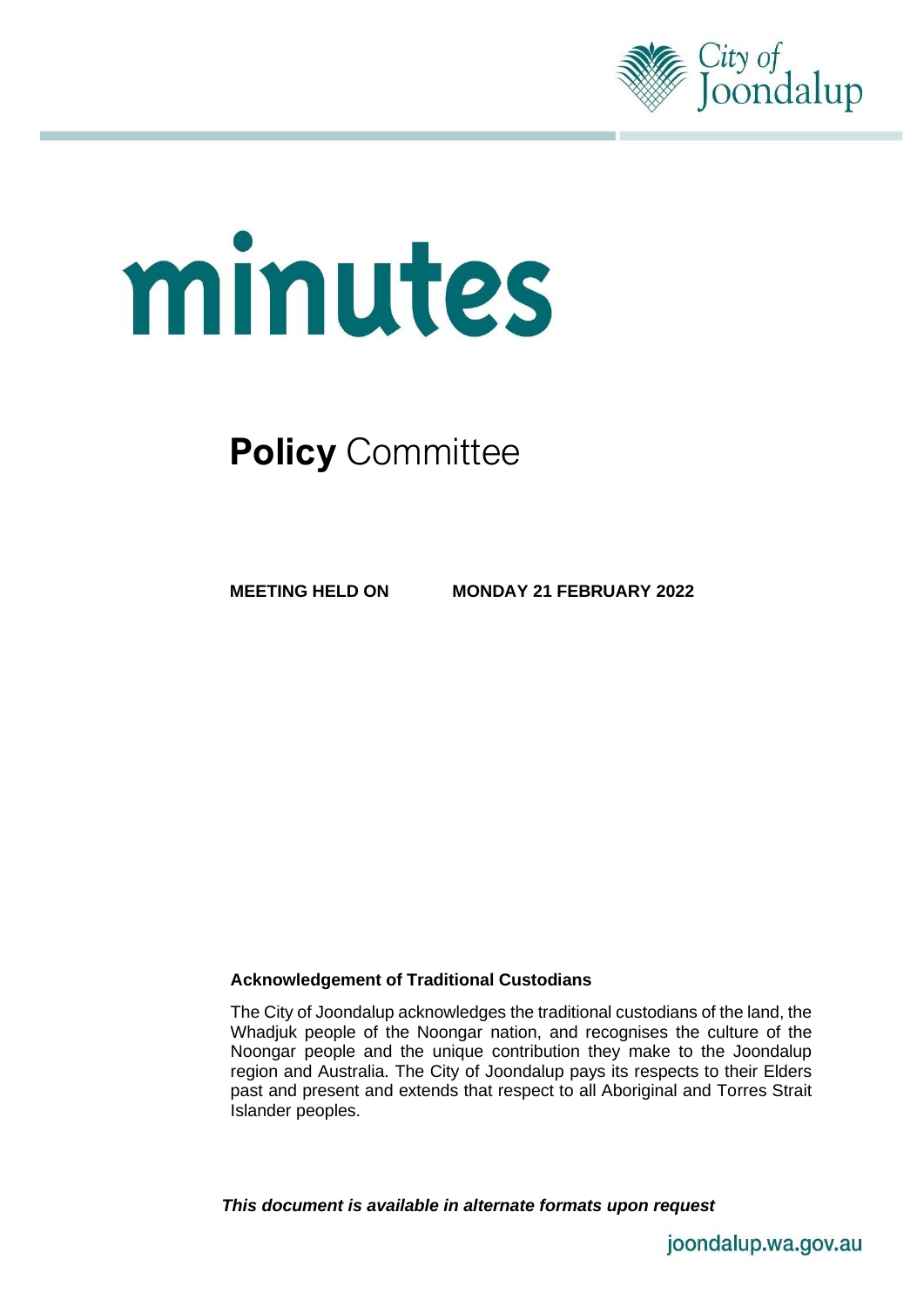City of Joondalup

# minutes

## **Policy** Committee

**MEETING HELD ON MONDAY 21 FEBRUARY 2022**

**Acknowledgement of Traditional Custodians**

The City of Joondalup acknowledges the traditional custodians of the land, the Whadjuk people of the Noongar nation, and recognises the culture of the Noongar people and the unique contribution they make to the Joondalup region and Australia. The City of Joondalup pays its respects to their Elders past and present and extends that respect to all Aboriginal and Torres Strait Islander peoples.

***This document is available in alternate formats upon request***

joondalup.wa.gov.au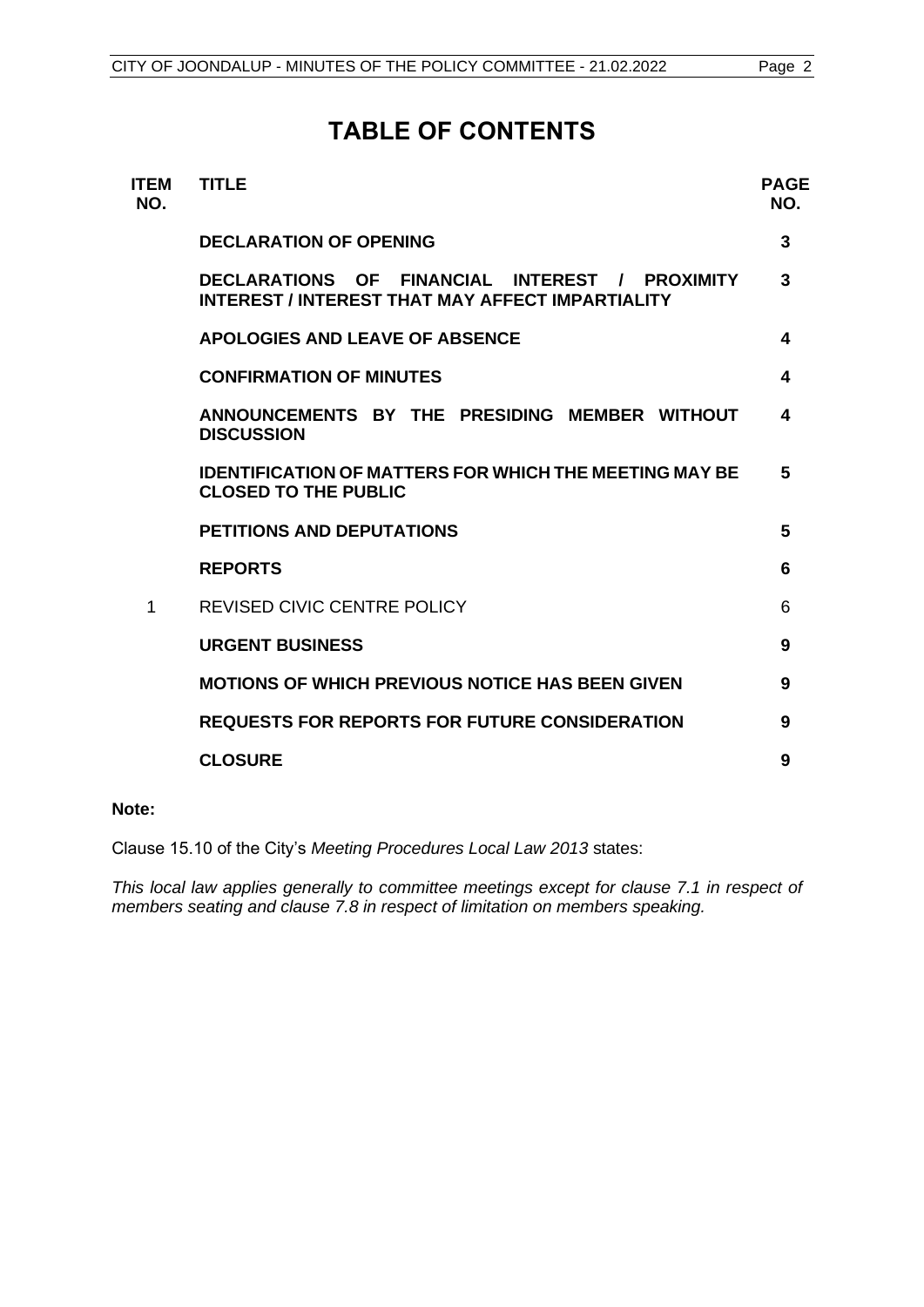# TABLE OF CONTENTS

| ITEM NO. | TITLE | PAGE NO. |
|---|---|---|
| | **DECLARATION OF OPENING** | **3** |
| | **DECLARATIONS OF FINANCIAL INTEREST / PROXIMITY INTEREST / INTEREST THAT MAY AFFECT IMPARTIALITY** | **3** |
| | **APOLOGIES AND LEAVE OF ABSENCE** | **4** |
| | **CONFIRMATION OF MINUTES** | **4** |
| | **ANNOUNCEMENTS BY THE PRESIDING MEMBER WITHOUT DISCUSSION** | **4** |
| | **IDENTIFICATION OF MATTERS FOR WHICH THE MEETING MAY BE CLOSED TO THE PUBLIC** | **5** |
| | **PETITIONS AND DEPUTATIONS** | **5** |
| | **REPORTS** | **6** |
| 1 | REVISED CIVIC CENTRE POLICY | 6 |
| | **URGENT BUSINESS** | **9** |
| | **MOTIONS OF WHICH PREVIOUS NOTICE HAS BEEN GIVEN** | **9** |
| | **REQUESTS FOR REPORTS FOR FUTURE CONSIDERATION** | **9** |
| | **CLOSURE** | **9** |

**Note:**

Clause 15.10 of the City's *Meeting Procedures Local Law 2013* states:

*This local law applies generally to committee meetings except for clause 7.1 in respect of members seating and clause 7.8 in respect of limitation on members speaking.*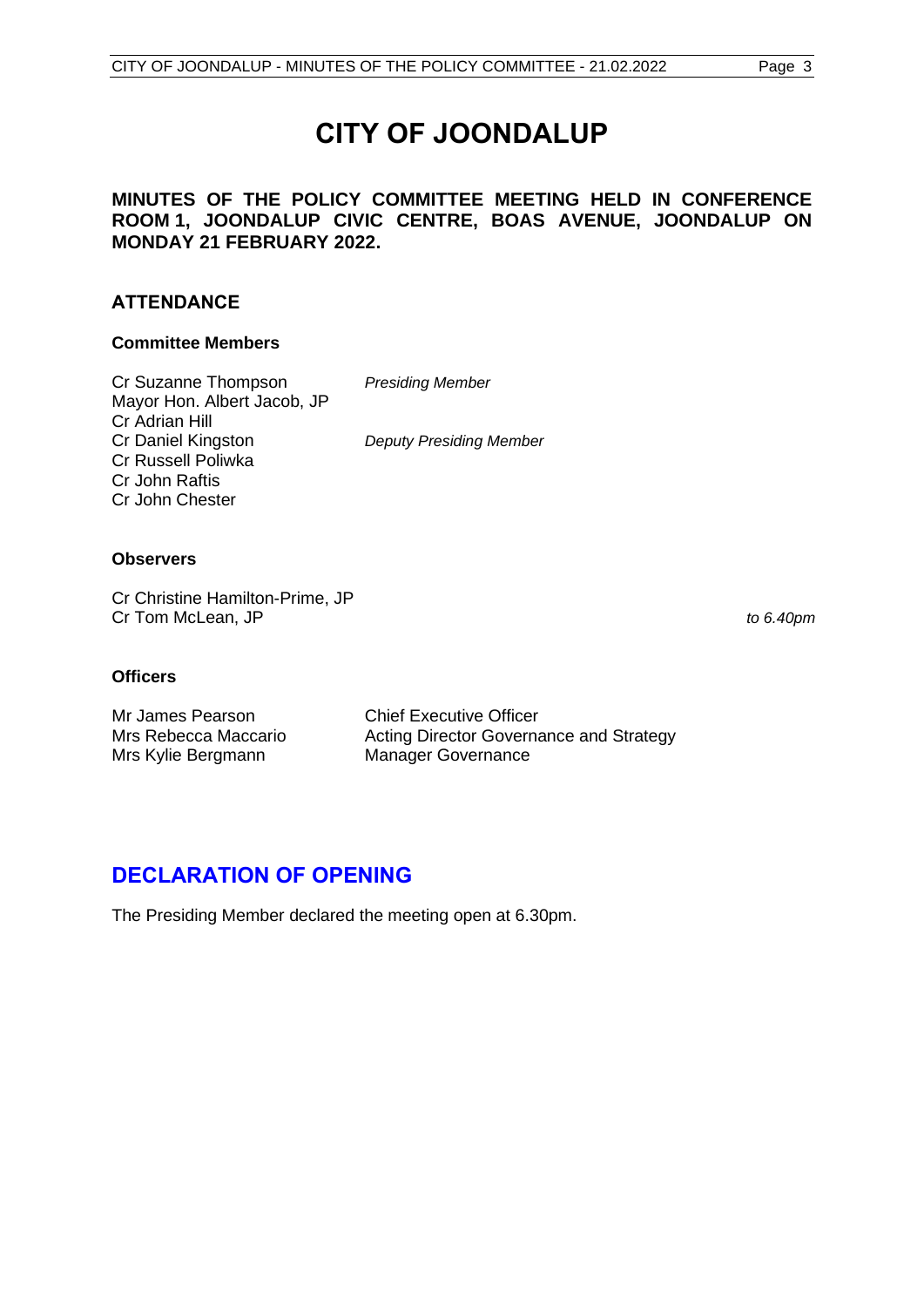# CITY OF JOONDALUP

**MINUTES OF THE POLICY COMMITTEE MEETING HELD IN CONFERENCE ROOM 1, JOONDALUP CIVIC CENTRE, BOAS AVENUE, JOONDALUP ON MONDAY 21 FEBRUARY 2022.**

## ATTENDANCE

### Committee Members

| | |
|---|---|
| Cr Suzanne Thompson | *Presiding Member* |
| Mayor Hon. Albert Jacob, JP | |
| Cr Adrian Hill | |
| Cr Daniel Kingston | *Deputy Presiding Member* |
| Cr Russell Poliwka | |
| Cr John Raftis | |
| Cr John Chester | |

### Observers

| | |
|---|---|
| Cr Christine Hamilton-Prime, JP | |
| Cr Tom McLean, JP | *to 6.40pm* |

### Officers

| | |
|---|---|
| Mr James Pearson | Chief Executive Officer |
| Mrs Rebecca Maccario | Acting Director Governance and Strategy |
| Mrs Kylie Bergmann | Manager Governance |

## DECLARATION OF OPENING

The Presiding Member declared the meeting open at 6.30pm.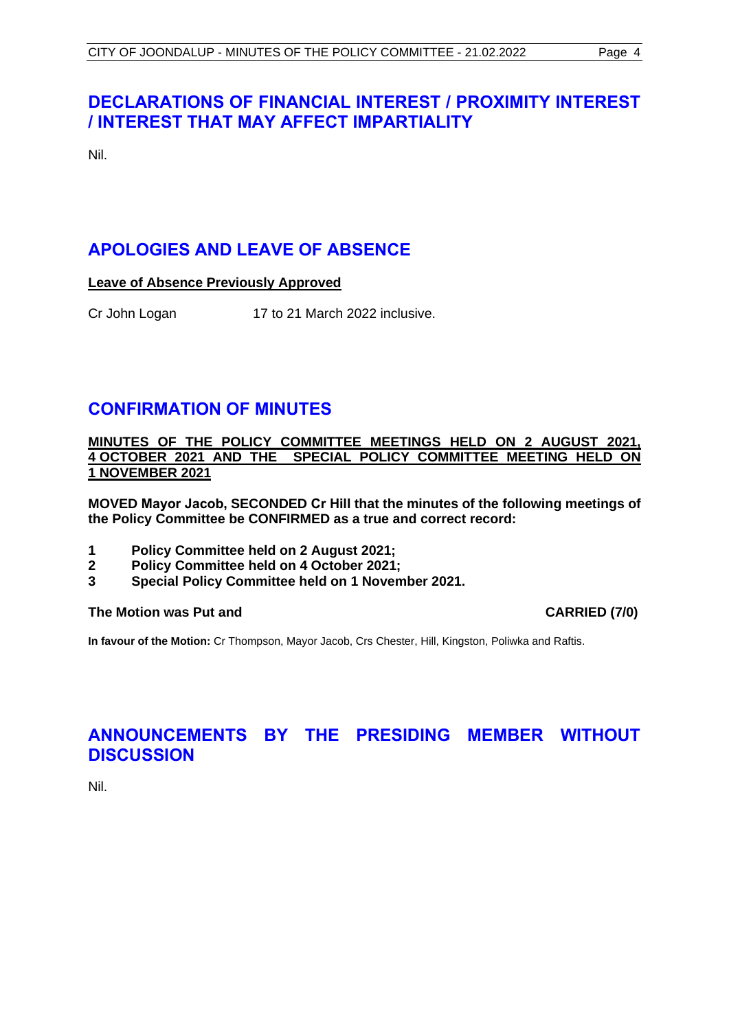## DECLARATIONS OF FINANCIAL INTEREST / PROXIMITY INTEREST / INTEREST THAT MAY AFFECT IMPARTIALITY

Nil.

## APOLOGIES AND LEAVE OF ABSENCE

**Leave of Absence Previously Approved**

Cr John Logan 17 to 21 March 2022 inclusive.

## CONFIRMATION OF MINUTES

**MINUTES OF THE POLICY COMMITTEE MEETINGS HELD ON 2 AUGUST 2021, 4 OCTOBER 2021 AND THE SPECIAL POLICY COMMITTEE MEETING HELD ON 1 NOVEMBER 2021**

**MOVED Mayor Jacob, SECONDED Cr Hill that the minutes of the following meetings of the Policy Committee be CONFIRMED as a true and correct record:**

**1 Policy Committee held on 2 August 2021;**
**2 Policy Committee held on 4 October 2021;**
**3 Special Policy Committee held on 1 November 2021.**

**The Motion was Put and CARRIED (7/0)**

**In favour of the Motion:** Cr Thompson, Mayor Jacob, Crs Chester, Hill, Kingston, Poliwka and Raftis.

## ANNOUNCEMENTS BY THE PRESIDING MEMBER WITHOUT DISCUSSION

Nil.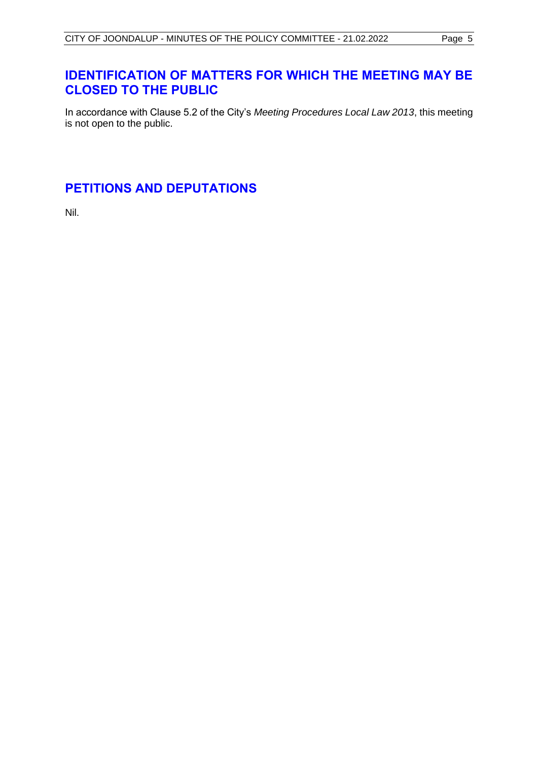## IDENTIFICATION OF MATTERS FOR WHICH THE MEETING MAY BE CLOSED TO THE PUBLIC

In accordance with Clause 5.2 of the City's *Meeting Procedures Local Law 2013*, this meeting is not open to the public.

## PETITIONS AND DEPUTATIONS

Nil.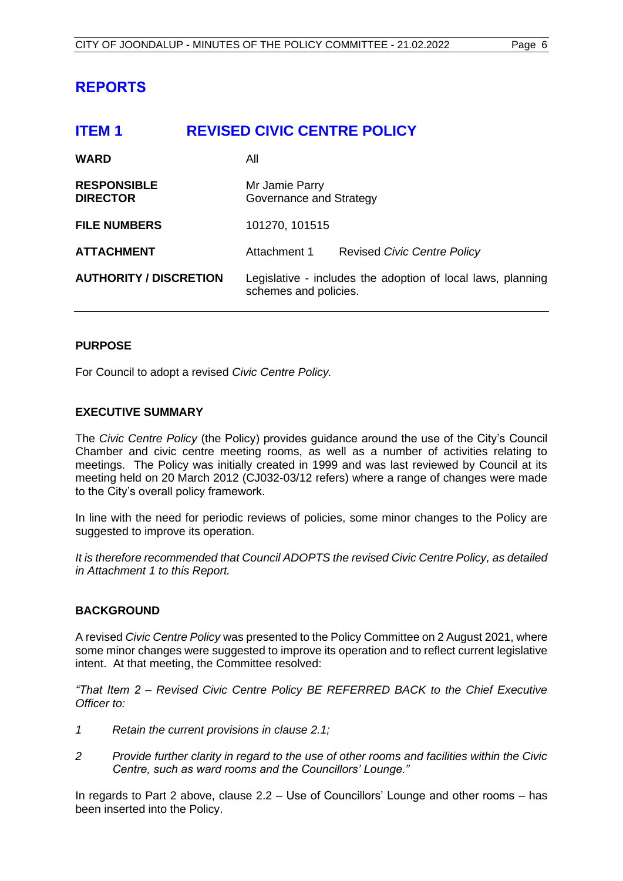# REPORTS

## ITEM 1 REVISED CIVIC CENTRE POLICY

| | | |
|---|---|---|
| **WARD** | All | |
| **RESPONSIBLE DIRECTOR** | Mr Jamie Parry<br>Governance and Strategy | |
| **FILE NUMBERS** | 101270, 101515 | |
| **ATTACHMENT** | Attachment 1 | Revised *Civic Centre Policy* |
| **AUTHORITY / DISCRETION** | Legislative - includes the adoption of local laws, planning schemes and policies. | |

### PURPOSE

For Council to adopt a revised *Civic Centre Policy.*

### EXECUTIVE SUMMARY

The *Civic Centre Policy* (the Policy) provides guidance around the use of the City's Council Chamber and civic centre meeting rooms, as well as a number of activities relating to meetings. The Policy was initially created in 1999 and was last reviewed by Council at its meeting held on 20 March 2012 (CJ032-03/12 refers) where a range of changes were made to the City's overall policy framework.

In line with the need for periodic reviews of policies, some minor changes to the Policy are suggested to improve its operation.

*It is therefore recommended that Council ADOPTS the revised Civic Centre Policy, as detailed in Attachment 1 to this Report.*

### BACKGROUND

A revised *Civic Centre Policy* was presented to the Policy Committee on 2 August 2021, where some minor changes were suggested to improve its operation and to reflect current legislative intent. At that meeting, the Committee resolved:

*"That Item 2 – Revised Civic Centre Policy BE REFERRED BACK to the Chief Executive Officer to:*

*1 Retain the current provisions in clause 2.1;*

*2 Provide further clarity in regard to the use of other rooms and facilities within the Civic Centre, such as ward rooms and the Councillors' Lounge."*

In regards to Part 2 above, clause 2.2 – Use of Councillors' Lounge and other rooms – has been inserted into the Policy.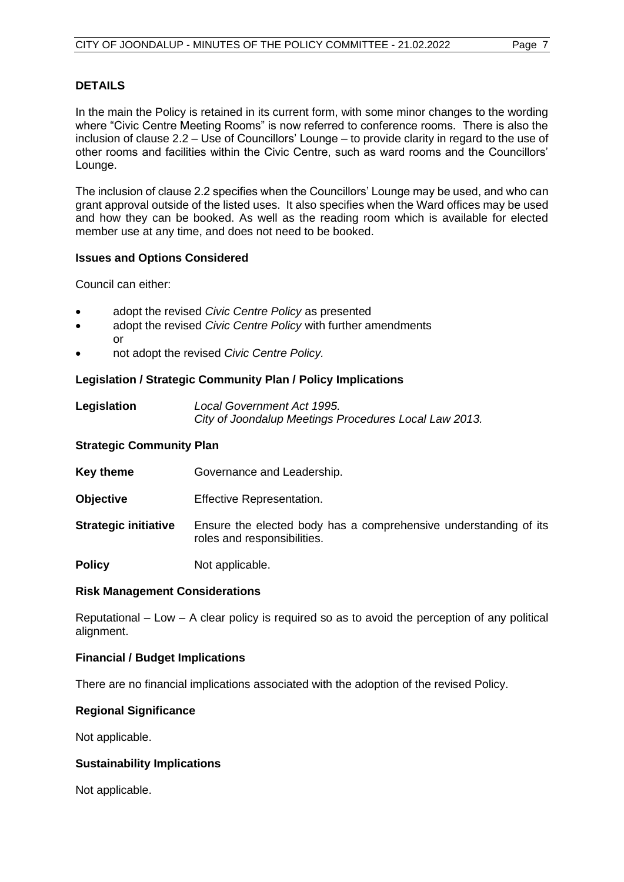**DETAILS**

In the main the Policy is retained in its current form, with some minor changes to the wording where "Civic Centre Meeting Rooms" is now referred to conference rooms. There is also the inclusion of clause 2.2 – Use of Councillors' Lounge – to provide clarity in regard to the use of other rooms and facilities within the Civic Centre, such as ward rooms and the Councillors' Lounge.

The inclusion of clause 2.2 specifies when the Councillors' Lounge may be used, and who can grant approval outside of the listed uses. It also specifies when the Ward offices may be used and how they can be booked. As well as the reading room which is available for elected member use at any time, and does not need to be booked.

**Issues and Options Considered**

Council can either:

- adopt the revised *Civic Centre Policy* as presented
- adopt the revised *Civic Centre Policy* with further amendments
  or
- not adopt the revised *Civic Centre Policy.*

**Legislation / Strategic Community Plan / Policy Implications**

| | |
|---|---|
| **Legislation** | *Local Government Act 1995.*<br>*City of Joondalup Meetings Procedures Local Law 2013.* |

**Strategic Community Plan**

| | |
|---|---|
| **Key theme** | Governance and Leadership. |
| **Objective** | Effective Representation. |
| **Strategic initiative** | Ensure the elected body has a comprehensive understanding of its roles and responsibilities. |
| **Policy** | Not applicable. |

**Risk Management Considerations**

Reputational – Low – A clear policy is required so as to avoid the perception of any political alignment.

**Financial / Budget Implications**

There are no financial implications associated with the adoption of the revised Policy.

**Regional Significance**

Not applicable.

**Sustainability Implications**

Not applicable.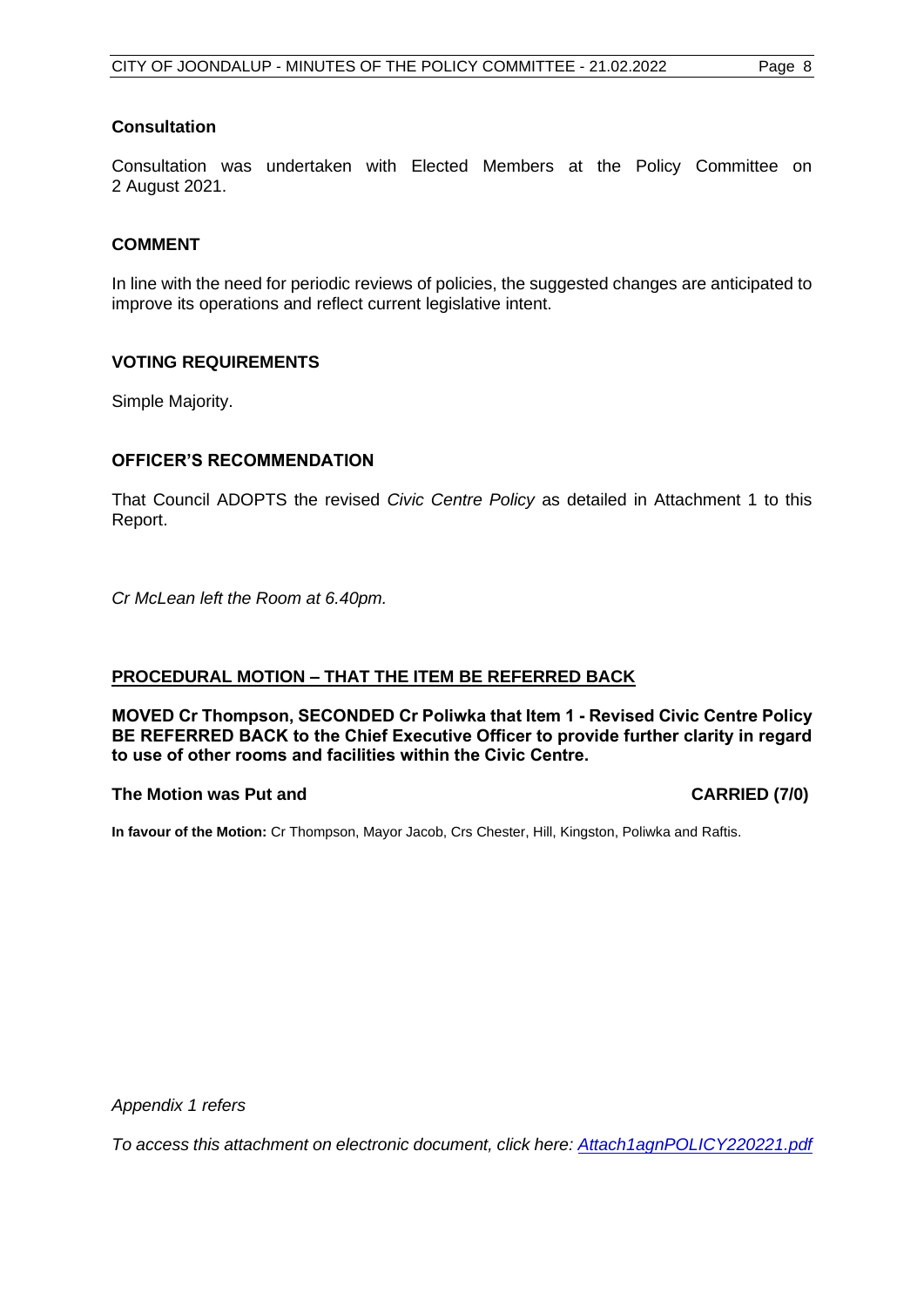### Consultation

Consultation was undertaken with Elected Members at the Policy Committee on 2 August 2021.

### COMMENT

In line with the need for periodic reviews of policies, the suggested changes are anticipated to improve its operations and reflect current legislative intent.

### VOTING REQUIREMENTS

Simple Majority.

### OFFICER'S RECOMMENDATION

That Council ADOPTS the revised *Civic Centre Policy* as detailed in Attachment 1 to this Report.

*Cr McLean left the Room at 6.40pm.*

### PROCEDURAL MOTION – THAT THE ITEM BE REFERRED BACK

**MOVED Cr Thompson, SECONDED Cr Poliwka that Item 1 - Revised Civic Centre Policy BE REFERRED BACK to the Chief Executive Officer to provide further clarity in regard to use of other rooms and facilities within the Civic Centre.**

**The Motion was Put and CARRIED (7/0)**

**In favour of the Motion:** Cr Thompson, Mayor Jacob, Crs Chester, Hill, Kingston, Poliwka and Raftis.

*Appendix 1 refers*

*To access this attachment on electronic document, click here: [Attach1agnPOLICY220221.pdf](Attach1agnPOLICY220221.pdf)*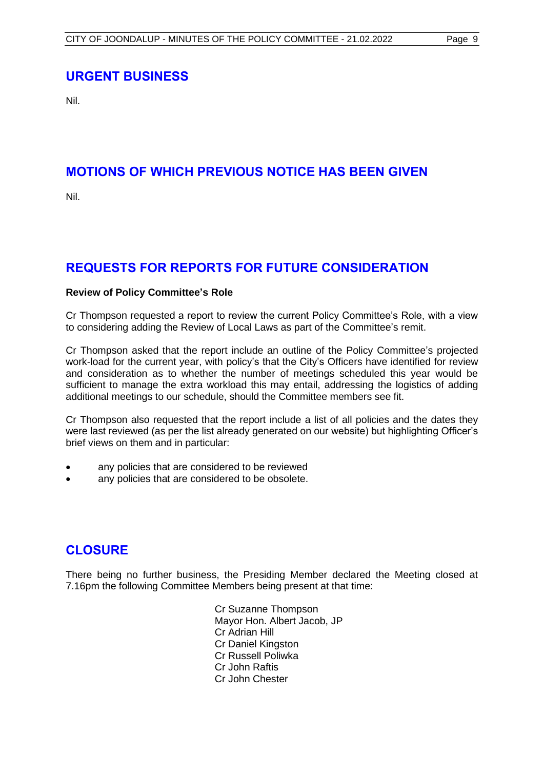## URGENT BUSINESS

Nil.

## MOTIONS OF WHICH PREVIOUS NOTICE HAS BEEN GIVEN

Nil.

## REQUESTS FOR REPORTS FOR FUTURE CONSIDERATION

**Review of Policy Committee's Role**

Cr Thompson requested a report to review the current Policy Committee's Role, with a view to considering adding the Review of Local Laws as part of the Committee's remit.

Cr Thompson asked that the report include an outline of the Policy Committee's projected work-load for the current year, with policy's that the City's Officers have identified for review and consideration as to whether the number of meetings scheduled this year would be sufficient to manage the extra workload this may entail, addressing the logistics of adding additional meetings to our schedule, should the Committee members see fit.

Cr Thompson also requested that the report include a list of all policies and the dates they were last reviewed (as per the list already generated on our website) but highlighting Officer's brief views on them and in particular:

- any policies that are considered to be reviewed
- any policies that are considered to be obsolete.

## CLOSURE

There being no further business, the Presiding Member declared the Meeting closed at 7.16pm the following Committee Members being present at that time:

Cr Suzanne Thompson
Mayor Hon. Albert Jacob, JP
Cr Adrian Hill
Cr Daniel Kingston
Cr Russell Poliwka
Cr John Raftis
Cr John Chester